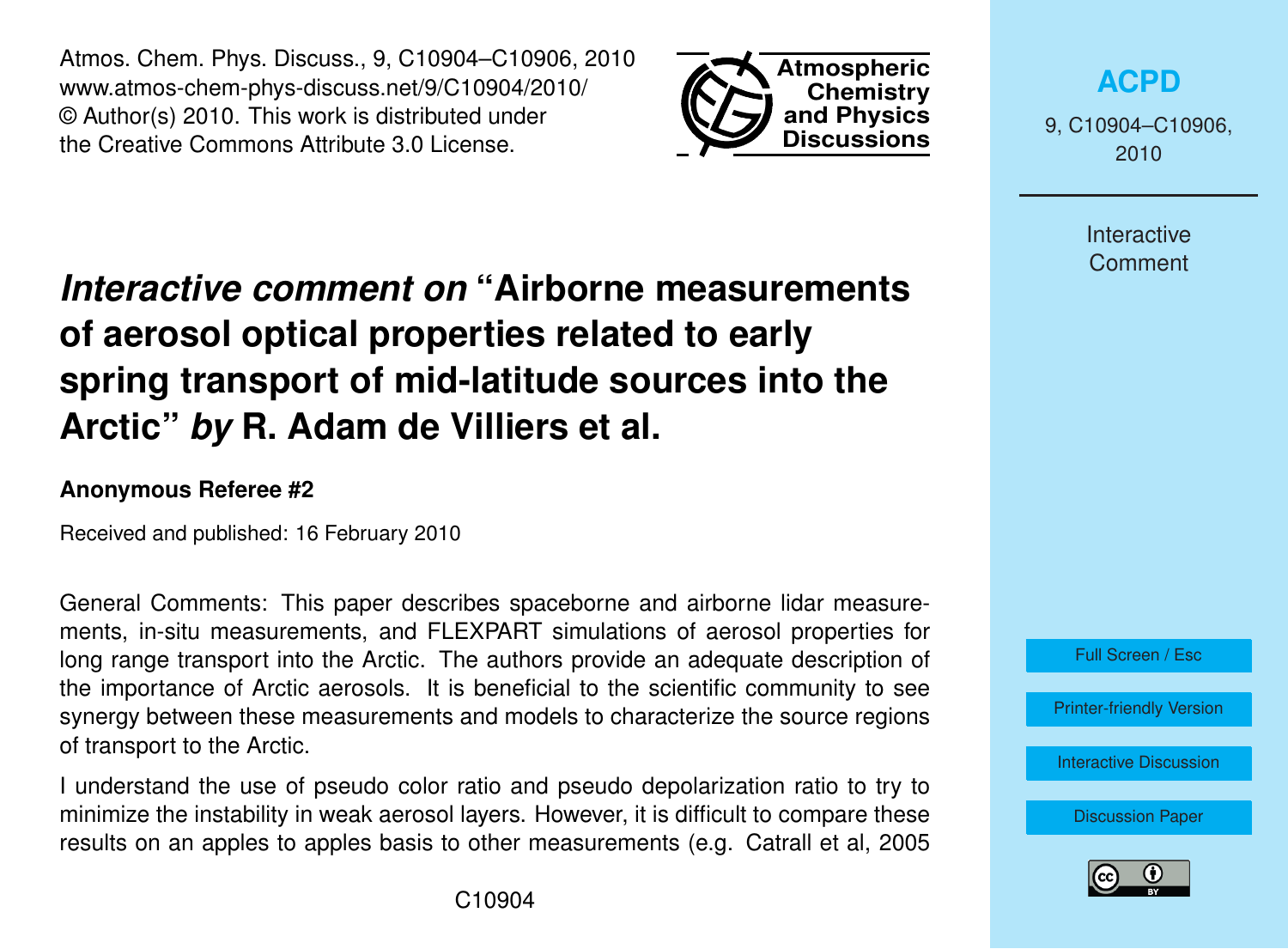Atmos. Chem. Phys. Discuss., 9, C10904–C10906, 2010
www.atmos-chem-phys-discuss.net/9/C10904/2010/
© Author(s) 2010. This work is distributed under
the Creative Commons Attribute 3.0 License.

# *Interactive comment on* "Airborne measurements of aerosol optical properties related to early spring transport of mid-latitude sources into the Arctic" *by* R. Adam de Villiers et al.

**Anonymous Referee #2**

Received and published: 16 February 2010

General Comments: This paper describes spaceborne and airborne lidar measurements, in-situ measurements, and FLEXPART simulations of aerosol properties for long range transport into the Arctic. The authors provide an adequate description of the importance of Arctic aerosols. It is beneficial to the scientific community to see synergy between these measurements and models to characterize the source regions of transport to the Arctic.

I understand the use of pseudo color ratio and pseudo depolarization ratio to try to minimize the instability in weak aerosol layers. However, it is difficult to compare these results on an apples to apples basis to other measurements (e.g. Catrall et al, 2005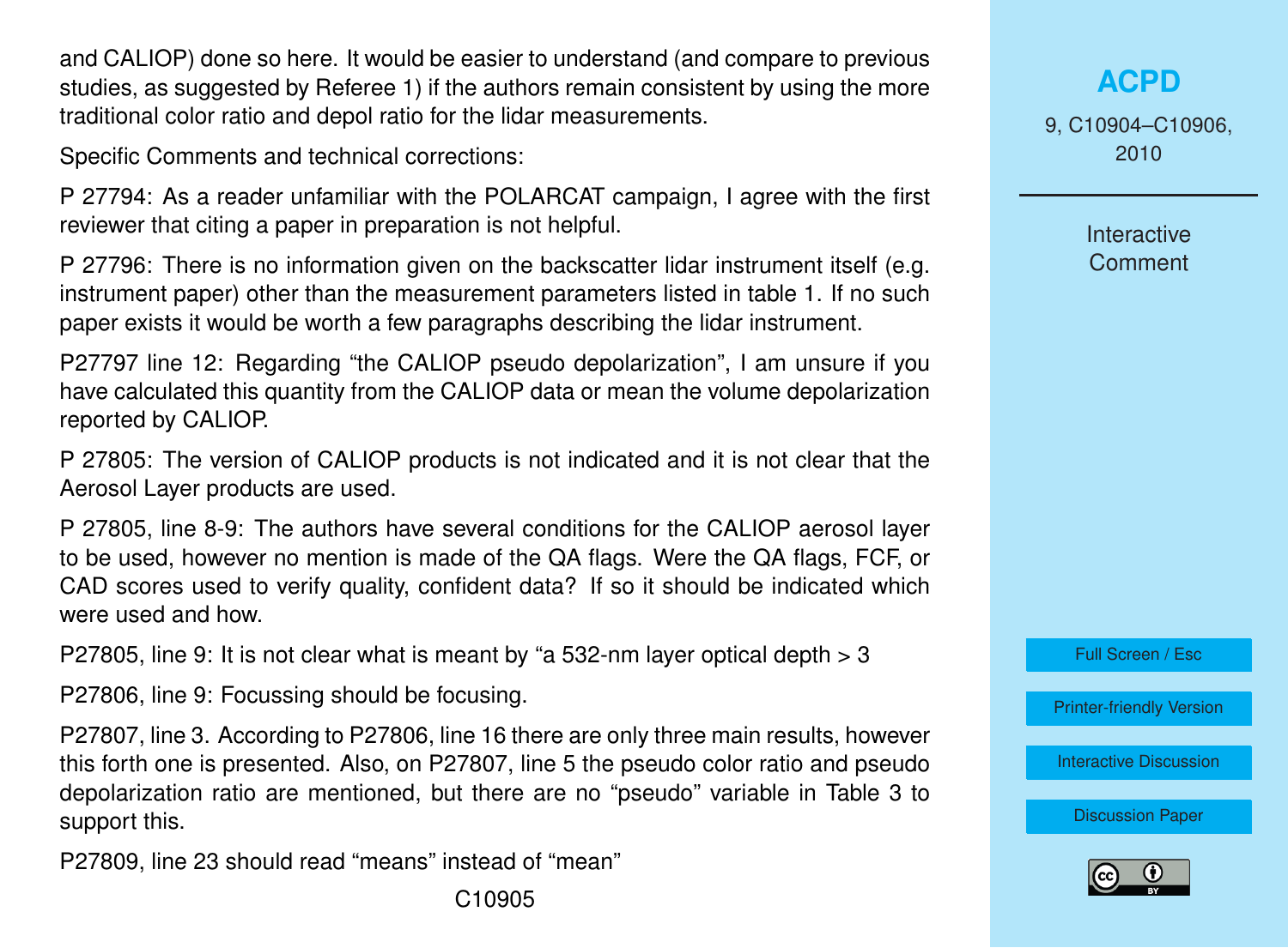and CALIOP) done so here. It would be easier to understand (and compare to previous studies, as suggested by Referee 1) if the authors remain consistent by using the more traditional color ratio and depol ratio for the lidar measurements.

Specific Comments and technical corrections:

P 27794: As a reader unfamiliar with the POLARCAT campaign, I agree with the first reviewer that citing a paper in preparation is not helpful.

P 27796: There is no information given on the backscatter lidar instrument itself (e.g. instrument paper) other than the measurement parameters listed in table 1. If no such paper exists it would be worth a few paragraphs describing the lidar instrument.

P27797 line 12: Regarding “the CALIOP pseudo depolarization”, I am unsure if you have calculated this quantity from the CALIOP data or mean the volume depolarization reported by CALIOP.

P 27805: The version of CALIOP products is not indicated and it is not clear that the Aerosol Layer products are used.

P 27805, line 8-9: The authors have several conditions for the CALIOP aerosol layer to be used, however no mention is made of the QA flags. Were the QA flags, FCF, or CAD scores used to verify quality, confident data? If so it should be indicated which were used and how.

P27805, line 9: It is not clear what is meant by “a 532-nm layer optical depth > 3

P27806, line 9: Focussing should be focusing.

P27807, line 3. According to P27806, line 16 there are only three main results, however this forth one is presented. Also, on P27807, line 5 the pseudo color ratio and pseudo depolarization ratio are mentioned, but there are no “pseudo” variable in Table 3 to support this.

P27809, line 23 should read “means” instead of “mean”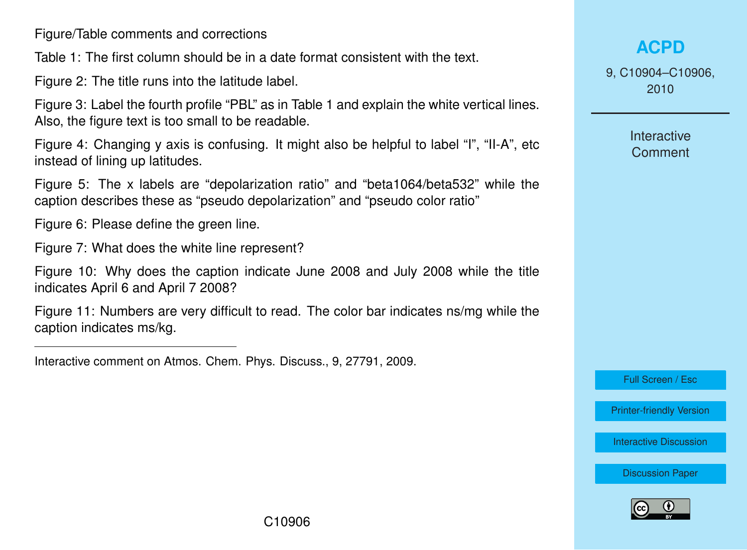Figure/Table comments and corrections

Table 1: The first column should be in a date format consistent with the text.

Figure 2: The title runs into the latitude label.

Figure 3: Label the fourth profile “PBL” as in Table 1 and explain the white vertical lines. Also, the figure text is too small to be readable.

Figure 4: Changing y axis is confusing. It might also be helpful to label “I”, “II-A”, etc instead of lining up latitudes.

Figure 5: The x labels are “depolarization ratio” and “beta1064/beta532” while the caption describes these as “pseudo depolarization” and “pseudo color ratio”

Figure 6: Please define the green line.

Figure 7: What does the white line represent?

Figure 10: Why does the caption indicate June 2008 and July 2008 while the title indicates April 6 and April 7 2008?

Figure 11: Numbers are very difficult to read. The color bar indicates ns/mg while the caption indicates ms/kg.

---

Interactive comment on Atmos. Chem. Phys. Discuss., 9, 27791, 2009.